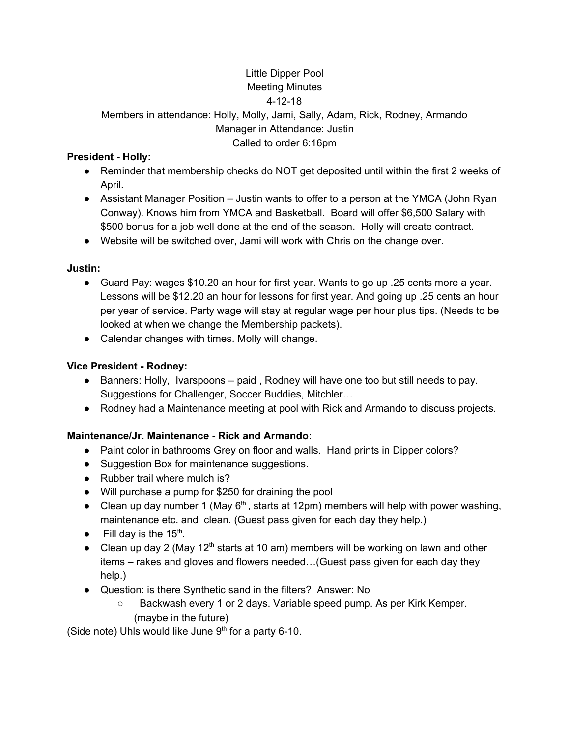Little Dipper Pool
Meeting Minutes
4-12-18
Members in attendance: Holly, Molly, Jami, Sally, Adam, Rick, Rodney, Armando
Manager in Attendance: Justin
Called to order 6:16pm

**President - Holly:**

- Reminder that membership checks do NOT get deposited until within the first 2 weeks of April.
- Assistant Manager Position – Justin wants to offer to a person at the YMCA (John Ryan Conway). Knows him from YMCA and Basketball. Board will offer $6,500 Salary with $500 bonus for a job well done at the end of the season. Holly will create contract.
- Website will be switched over, Jami will work with Chris on the change over.

**Justin:**

- Guard Pay: wages $10.20 an hour for first year. Wants to go up .25 cents more a year. Lessons will be $12.20 an hour for lessons for first year. And going up .25 cents an hour per year of service. Party wage will stay at regular wage per hour plus tips. (Needs to be looked at when we change the Membership packets).
- Calendar changes with times. Molly will change.

**Vice President - Rodney:**

- Banners: Holly, Ivarspoons – paid , Rodney will have one too but still needs to pay. Suggestions for Challenger, Soccer Buddies, Mitchler…
- Rodney had a Maintenance meeting at pool with Rick and Armando to discuss projects.

**Maintenance/Jr. Maintenance - Rick and Armando:**

- Paint color in bathrooms Grey on floor and walls. Hand prints in Dipper colors?
- Suggestion Box for maintenance suggestions.
- Rubber trail where mulch is?
- Will purchase a pump for $250 for draining the pool
- Clean up day number 1 (May 6th , starts at 12pm) members will help with power washing, maintenance etc. and clean. (Guest pass given for each day they help.)
- Fill day is the 15th.
- Clean up day 2 (May 12th starts at 10 am) members will be working on lawn and other items – rakes and gloves and flowers needed…(Guest pass given for each day they help.)
- Question: is there Synthetic sand in the filters? Answer: No
    - Backwash every 1 or 2 days. Variable speed pump. As per Kirk Kemper. (maybe in the future)

(Side note) Uhls would like June 9th for a party 6-10.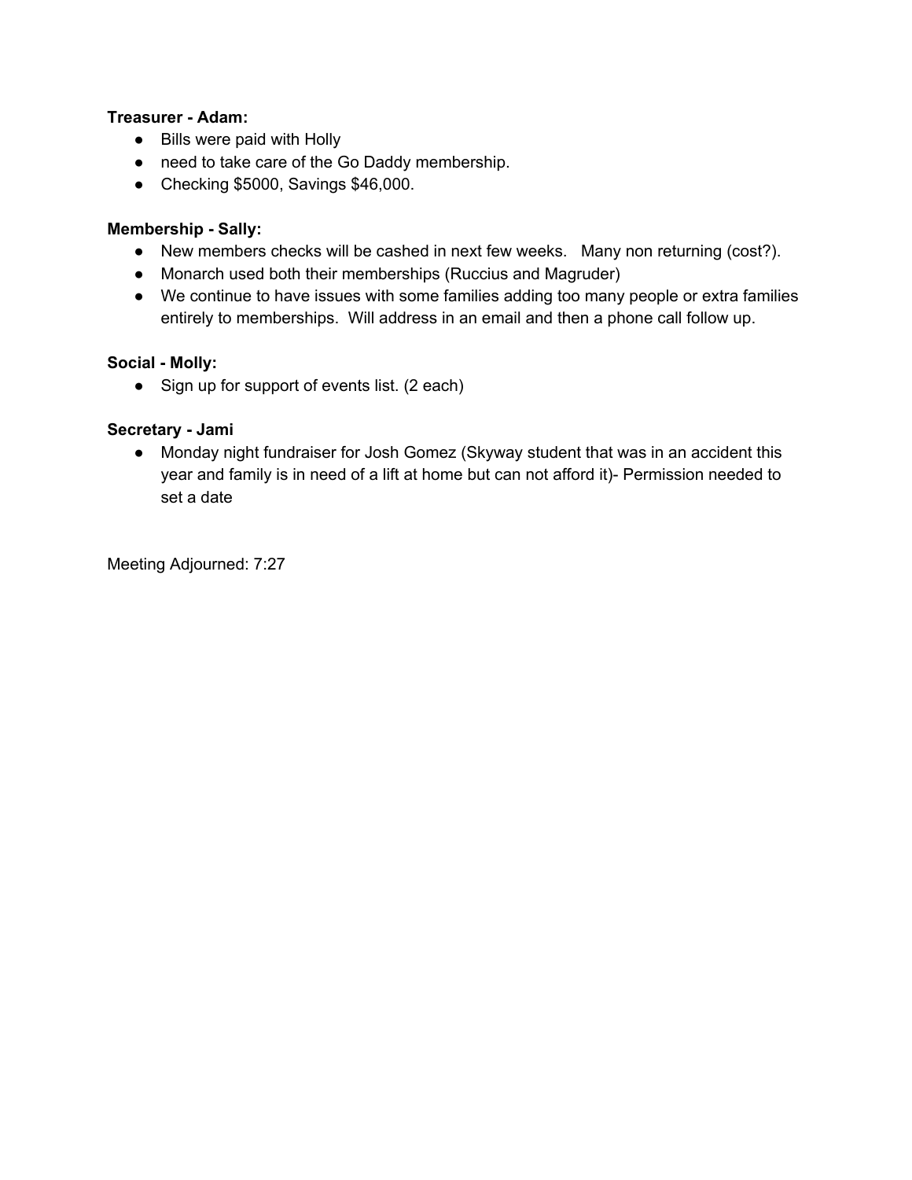**Treasurer - Adam:**

- Bills were paid with Holly
- need to take care of the Go Daddy membership.
- Checking $5000, Savings $46,000.

**Membership - Sally:**

- New members checks will be cashed in next few weeks. Many non returning (cost?).
- Monarch used both their memberships (Ruccius and Magruder)
- We continue to have issues with some families adding too many people or extra families entirely to memberships. Will address in an email and then a phone call follow up.

**Social - Molly:**

- Sign up for support of events list. (2 each)

**Secretary - Jami**

- Monday night fundraiser for Josh Gomez (Skyway student that was in an accident this year and family is in need of a lift at home but can not afford it)- Permission needed to set a date

Meeting Adjourned: 7:27